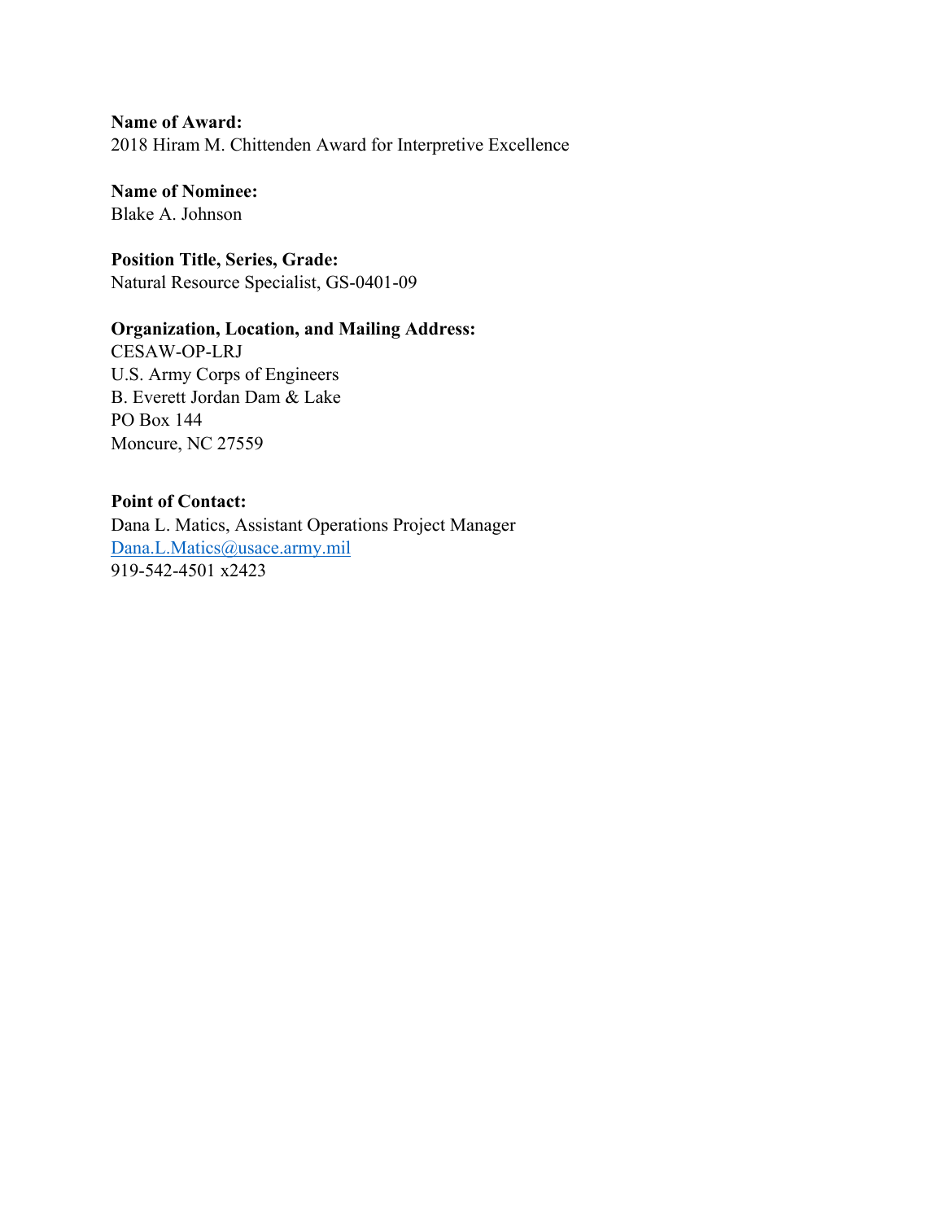**Name of Award:**
2018 Hiram M. Chittenden Award for Interpretive Excellence

**Name of Nominee:**
Blake A. Johnson

**Position Title, Series, Grade:**
Natural Resource Specialist, GS-0401-09

**Organization, Location, and Mailing Address:**
CESAW-OP-LRJ
U.S. Army Corps of Engineers
B. Everett Jordan Dam & Lake
PO Box 144
Moncure, NC 27559

**Point of Contact:**
Dana L. Matics, Assistant Operations Project Manager
Dana.L.Matics@usace.army.mil
919-542-4501 x2423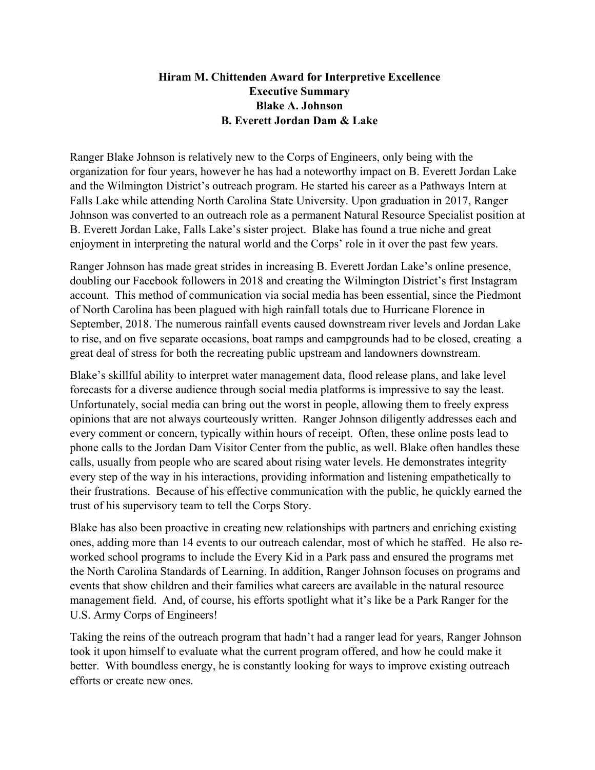**Hiram M. Chittenden Award for Interpretive Excellence**
**Executive Summary**
**Blake A. Johnson**
**B. Everett Jordan Dam & Lake**

Ranger Blake Johnson is relatively new to the Corps of Engineers, only being with the organization for four years, however he has had a noteworthy impact on B. Everett Jordan Lake and the Wilmington District's outreach program. He started his career as a Pathways Intern at Falls Lake while attending North Carolina State University. Upon graduation in 2017, Ranger Johnson was converted to an outreach role as a permanent Natural Resource Specialist position at B. Everett Jordan Lake, Falls Lake's sister project. Blake has found a true niche and great enjoyment in interpreting the natural world and the Corps' role in it over the past few years.

Ranger Johnson has made great strides in increasing B. Everett Jordan Lake's online presence, doubling our Facebook followers in 2018 and creating the Wilmington District's first Instagram account. This method of communication via social media has been essential, since the Piedmont of North Carolina has been plagued with high rainfall totals due to Hurricane Florence in September, 2018. The numerous rainfall events caused downstream river levels and Jordan Lake to rise, and on five separate occasions, boat ramps and campgrounds had to be closed, creating a great deal of stress for both the recreating public upstream and landowners downstream.

Blake's skillful ability to interpret water management data, flood release plans, and lake level forecasts for a diverse audience through social media platforms is impressive to say the least. Unfortunately, social media can bring out the worst in people, allowing them to freely express opinions that are not always courteously written. Ranger Johnson diligently addresses each and every comment or concern, typically within hours of receipt. Often, these online posts lead to phone calls to the Jordan Dam Visitor Center from the public, as well. Blake often handles these calls, usually from people who are scared about rising water levels. He demonstrates integrity every step of the way in his interactions, providing information and listening empathetically to their frustrations. Because of his effective communication with the public, he quickly earned the trust of his supervisory team to tell the Corps Story.

Blake has also been proactive in creating new relationships with partners and enriching existing ones, adding more than 14 events to our outreach calendar, most of which he staffed. He also re-worked school programs to include the Every Kid in a Park pass and ensured the programs met the North Carolina Standards of Learning. In addition, Ranger Johnson focuses on programs and events that show children and their families what careers are available in the natural resource management field. And, of course, his efforts spotlight what it's like be a Park Ranger for the U.S. Army Corps of Engineers!

Taking the reins of the outreach program that hadn't had a ranger lead for years, Ranger Johnson took it upon himself to evaluate what the current program offered, and how he could make it better. With boundless energy, he is constantly looking for ways to improve existing outreach efforts or create new ones.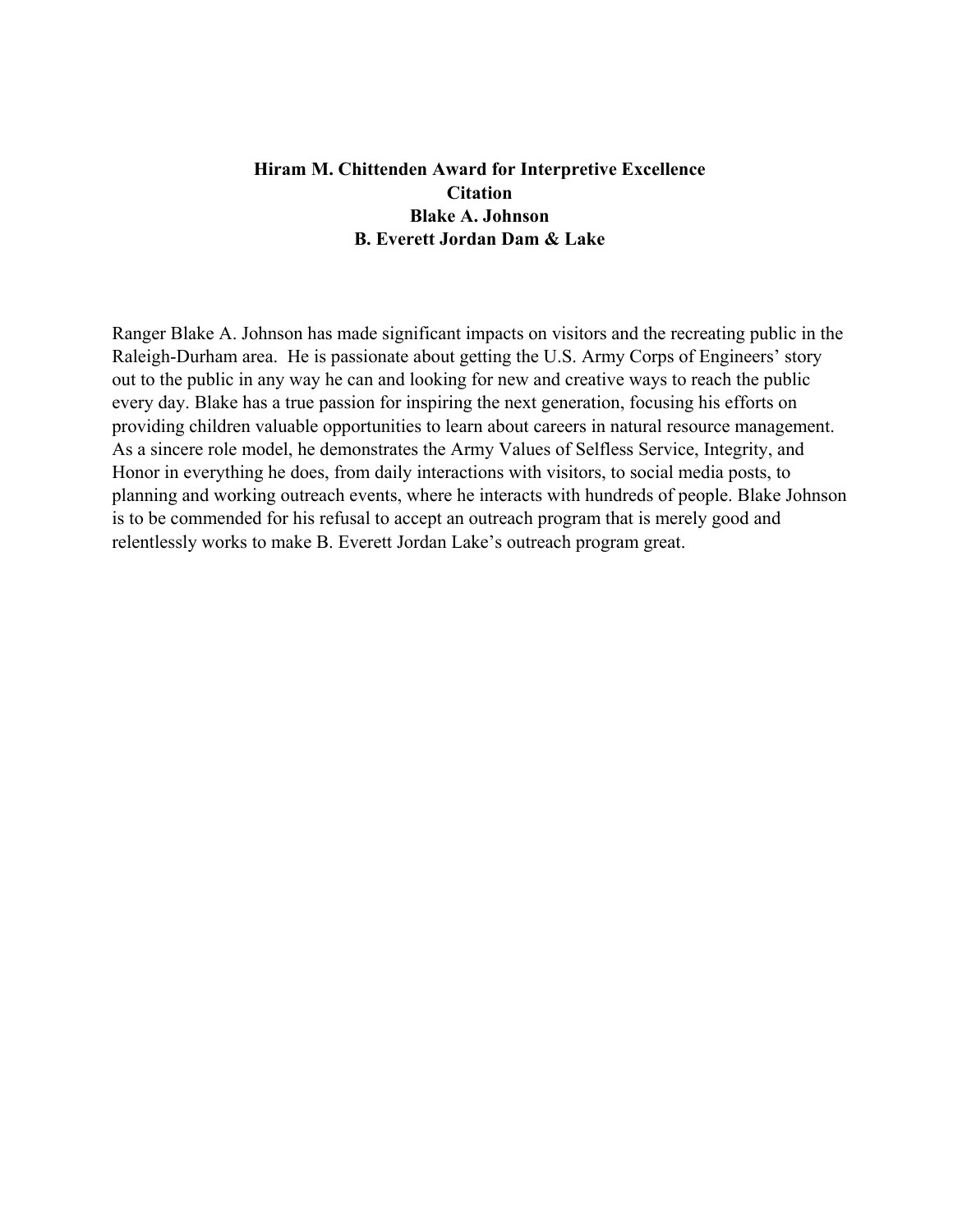**Hiram M. Chittenden Award for Interpretive Excellence**
**Citation**
**Blake A. Johnson**
**B. Everett Jordan Dam & Lake**

Ranger Blake A. Johnson has made significant impacts on visitors and the recreating public in the Raleigh-Durham area. He is passionate about getting the U.S. Army Corps of Engineers' story out to the public in any way he can and looking for new and creative ways to reach the public every day. Blake has a true passion for inspiring the next generation, focusing his efforts on providing children valuable opportunities to learn about careers in natural resource management. As a sincere role model, he demonstrates the Army Values of Selfless Service, Integrity, and Honor in everything he does, from daily interactions with visitors, to social media posts, to planning and working outreach events, where he interacts with hundreds of people. Blake Johnson is to be commended for his refusal to accept an outreach program that is merely good and relentlessly works to make B. Everett Jordan Lake's outreach program great.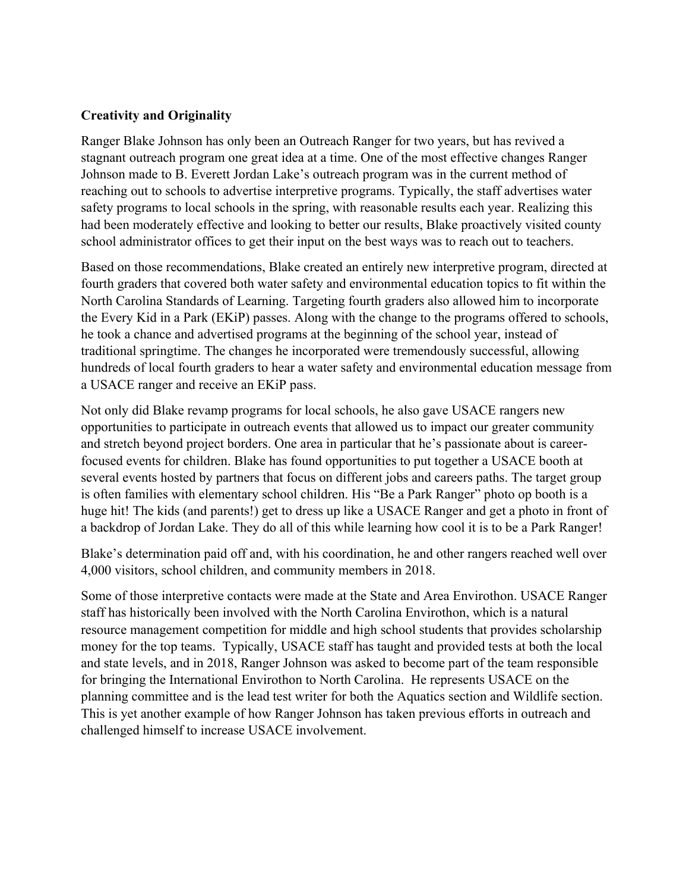**Creativity and Originality**

Ranger Blake Johnson has only been an Outreach Ranger for two years, but has revived a stagnant outreach program one great idea at a time. One of the most effective changes Ranger Johnson made to B. Everett Jordan Lake's outreach program was in the current method of reaching out to schools to advertise interpretive programs. Typically, the staff advertises water safety programs to local schools in the spring, with reasonable results each year. Realizing this had been moderately effective and looking to better our results, Blake proactively visited county school administrator offices to get their input on the best ways was to reach out to teachers.

Based on those recommendations, Blake created an entirely new interpretive program, directed at fourth graders that covered both water safety and environmental education topics to fit within the North Carolina Standards of Learning. Targeting fourth graders also allowed him to incorporate the Every Kid in a Park (EKiP) passes. Along with the change to the programs offered to schools, he took a chance and advertised programs at the beginning of the school year, instead of traditional springtime. The changes he incorporated were tremendously successful, allowing hundreds of local fourth graders to hear a water safety and environmental education message from a USACE ranger and receive an EKiP pass.

Not only did Blake revamp programs for local schools, he also gave USACE rangers new opportunities to participate in outreach events that allowed us to impact our greater community and stretch beyond project borders. One area in particular that he's passionate about is career-focused events for children. Blake has found opportunities to put together a USACE booth at several events hosted by partners that focus on different jobs and careers paths. The target group is often families with elementary school children. His "Be a Park Ranger" photo op booth is a huge hit! The kids (and parents!) get to dress up like a USACE Ranger and get a photo in front of a backdrop of Jordan Lake. They do all of this while learning how cool it is to be a Park Ranger!

Blake's determination paid off and, with his coordination, he and other rangers reached well over 4,000 visitors, school children, and community members in 2018.

Some of those interpretive contacts were made at the State and Area Envirothon. USACE Ranger staff has historically been involved with the North Carolina Envirothon, which is a natural resource management competition for middle and high school students that provides scholarship money for the top teams. Typically, USACE staff has taught and provided tests at both the local and state levels, and in 2018, Ranger Johnson was asked to become part of the team responsible for bringing the International Envirothon to North Carolina. He represents USACE on the planning committee and is the lead test writer for both the Aquatics section and Wildlife section. This is yet another example of how Ranger Johnson has taken previous efforts in outreach and challenged himself to increase USACE involvement.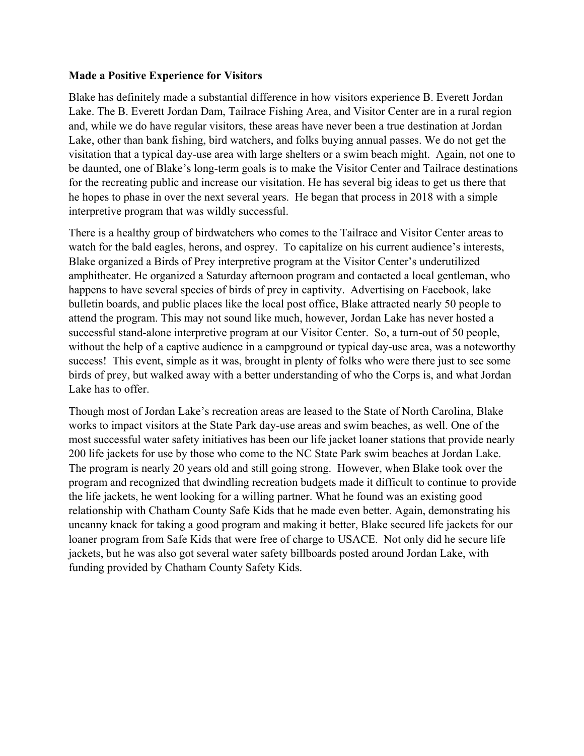**Made a Positive Experience for Visitors**

Blake has definitely made a substantial difference in how visitors experience B. Everett Jordan Lake. The B. Everett Jordan Dam, Tailrace Fishing Area, and Visitor Center are in a rural region and, while we do have regular visitors, these areas have never been a true destination at Jordan Lake, other than bank fishing, bird watchers, and folks buying annual passes. We do not get the visitation that a typical day-use area with large shelters or a swim beach might. Again, not one to be daunted, one of Blake's long-term goals is to make the Visitor Center and Tailrace destinations for the recreating public and increase our visitation. He has several big ideas to get us there that he hopes to phase in over the next several years. He began that process in 2018 with a simple interpretive program that was wildly successful.

There is a healthy group of birdwatchers who comes to the Tailrace and Visitor Center areas to watch for the bald eagles, herons, and osprey. To capitalize on his current audience's interests, Blake organized a Birds of Prey interpretive program at the Visitor Center's underutilized amphitheater. He organized a Saturday afternoon program and contacted a local gentleman, who happens to have several species of birds of prey in captivity. Advertising on Facebook, lake bulletin boards, and public places like the local post office, Blake attracted nearly 50 people to attend the program. This may not sound like much, however, Jordan Lake has never hosted a successful stand-alone interpretive program at our Visitor Center. So, a turn-out of 50 people, without the help of a captive audience in a campground or typical day-use area, was a noteworthy success! This event, simple as it was, brought in plenty of folks who were there just to see some birds of prey, but walked away with a better understanding of who the Corps is, and what Jordan Lake has to offer.

Though most of Jordan Lake's recreation areas are leased to the State of North Carolina, Blake works to impact visitors at the State Park day-use areas and swim beaches, as well. One of the most successful water safety initiatives has been our life jacket loaner stations that provide nearly 200 life jackets for use by those who come to the NC State Park swim beaches at Jordan Lake. The program is nearly 20 years old and still going strong. However, when Blake took over the program and recognized that dwindling recreation budgets made it difficult to continue to provide the life jackets, he went looking for a willing partner. What he found was an existing good relationship with Chatham County Safe Kids that he made even better. Again, demonstrating his uncanny knack for taking a good program and making it better, Blake secured life jackets for our loaner program from Safe Kids that were free of charge to USACE. Not only did he secure life jackets, but he was also got several water safety billboards posted around Jordan Lake, with funding provided by Chatham County Safety Kids.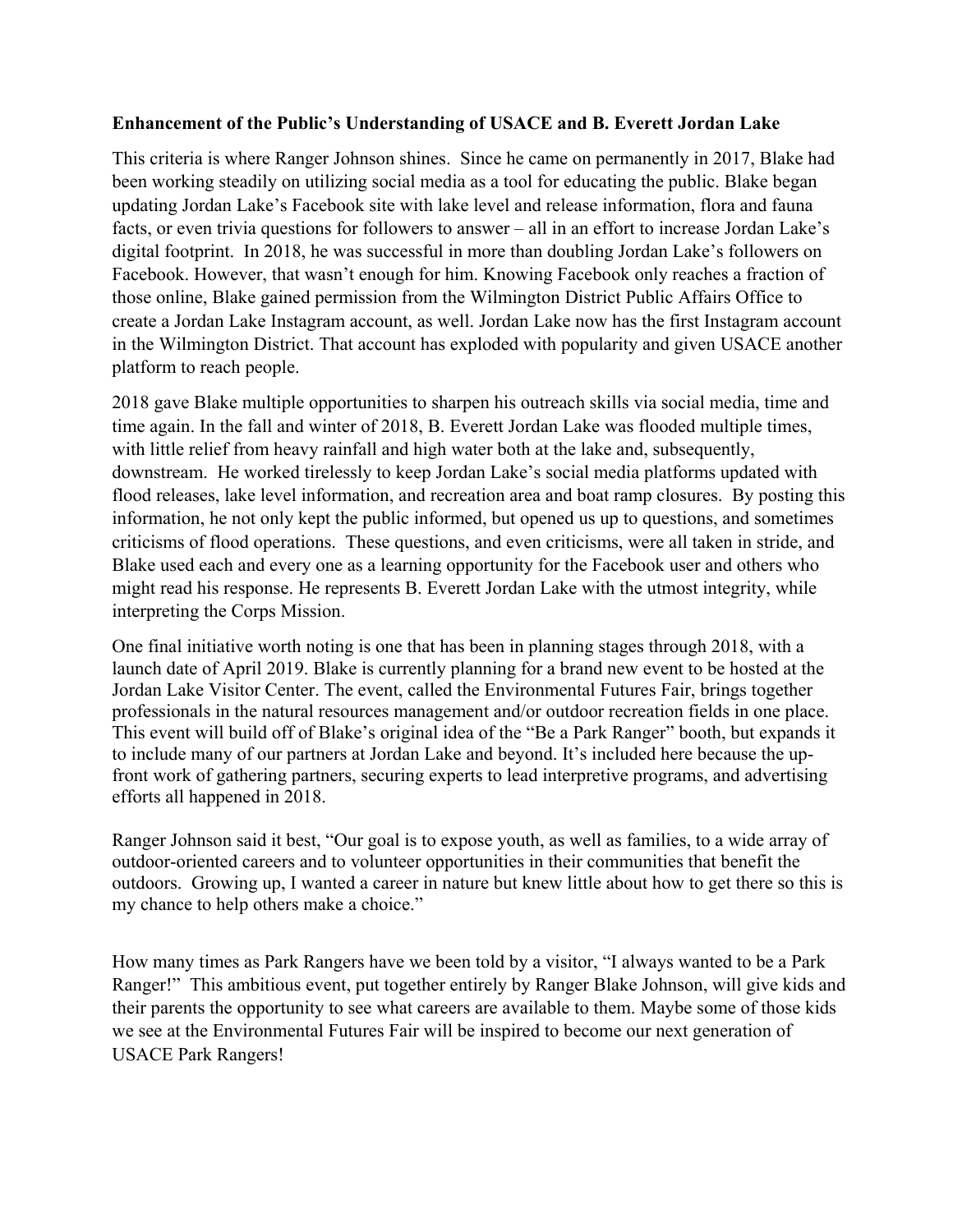**Enhancement of the Public's Understanding of USACE and B. Everett Jordan Lake**

This criteria is where Ranger Johnson shines. Since he came on permanently in 2017, Blake had been working steadily on utilizing social media as a tool for educating the public. Blake began updating Jordan Lake's Facebook site with lake level and release information, flora and fauna facts, or even trivia questions for followers to answer – all in an effort to increase Jordan Lake's digital footprint. In 2018, he was successful in more than doubling Jordan Lake's followers on Facebook. However, that wasn't enough for him. Knowing Facebook only reaches a fraction of those online, Blake gained permission from the Wilmington District Public Affairs Office to create a Jordan Lake Instagram account, as well. Jordan Lake now has the first Instagram account in the Wilmington District. That account has exploded with popularity and given USACE another platform to reach people.

2018 gave Blake multiple opportunities to sharpen his outreach skills via social media, time and time again. In the fall and winter of 2018, B. Everett Jordan Lake was flooded multiple times, with little relief from heavy rainfall and high water both at the lake and, subsequently, downstream. He worked tirelessly to keep Jordan Lake's social media platforms updated with flood releases, lake level information, and recreation area and boat ramp closures. By posting this information, he not only kept the public informed, but opened us up to questions, and sometimes criticisms of flood operations. These questions, and even criticisms, were all taken in stride, and Blake used each and every one as a learning opportunity for the Facebook user and others who might read his response. He represents B. Everett Jordan Lake with the utmost integrity, while interpreting the Corps Mission.

One final initiative worth noting is one that has been in planning stages through 2018, with a launch date of April 2019. Blake is currently planning for a brand new event to be hosted at the Jordan Lake Visitor Center. The event, called the Environmental Futures Fair, brings together professionals in the natural resources management and/or outdoor recreation fields in one place. This event will build off of Blake's original idea of the "Be a Park Ranger" booth, but expands it to include many of our partners at Jordan Lake and beyond. It's included here because the up-front work of gathering partners, securing experts to lead interpretive programs, and advertising efforts all happened in 2018.

Ranger Johnson said it best, "Our goal is to expose youth, as well as families, to a wide array of outdoor-oriented careers and to volunteer opportunities in their communities that benefit the outdoors. Growing up, I wanted a career in nature but knew little about how to get there so this is my chance to help others make a choice."

How many times as Park Rangers have we been told by a visitor, "I always wanted to be a Park Ranger!" This ambitious event, put together entirely by Ranger Blake Johnson, will give kids and their parents the opportunity to see what careers are available to them. Maybe some of those kids we see at the Environmental Futures Fair will be inspired to become our next generation of USACE Park Rangers!